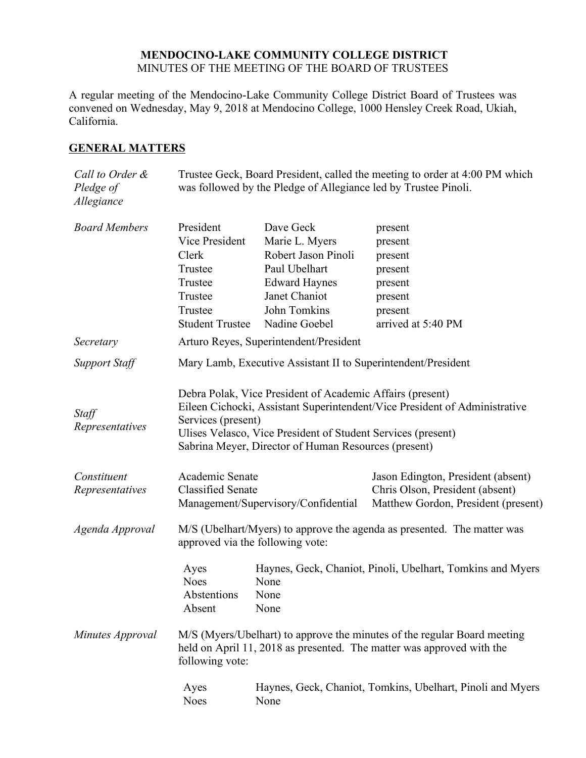# MENDOCINO-LAKE COMMUNITY COLLEGE DISTRICT

MINUTES OF THE MEETING OF THE BOARD OF TRUSTEES

A regular meeting of the Mendocino-Lake Community College District Board of Trustees was convened on Wednesday, May 9, 2018 at Mendocino College, 1000 Hensley Creek Road, Ukiah, California.

## GENERAL MATTERS

*Call to Order & Pledge of Allegiance*

Trustee Geck, Board President, called the meeting to order at 4:00 PM which was followed by the Pledge of Allegiance led by Trustee Pinoli.

*Board Members*

| | | |
|---|---|---|
| President | Dave Geck | present |
| Vice President | Marie L. Myers | present |
| Clerk | Robert Jason Pinoli | present |
| Trustee | Paul Ubelhart | present |
| Trustee | Edward Haynes | present |
| Trustee | Janet Chaniot | present |
| Trustee | John Tomkins | present |
| Student Trustee | Nadine Goebel | arrived at 5:40 PM |

*Secretary*

Arturo Reyes, Superintendent/President

*Support Staff*

Mary Lamb, Executive Assistant II to Superintendent/President

*Staff Representatives*

Debra Polak, Vice President of Academic Affairs (present)
Eileen Cichocki, Assistant Superintendent/Vice President of Administrative Services (present)
Ulises Velasco, Vice President of Student Services (present)
Sabrina Meyer, Director of Human Resources (present)

*Constituent Representatives*

| | |
|---|---|
| Academic Senate | Jason Edington, President (absent) |
| Classified Senate | Chris Olson, President (absent) |
| Management/Supervisory/Confidential | Matthew Gordon, President (present) |

*Agenda Approval*

M/S (Ubelhart/Myers) to approve the agenda as presented. The matter was approved via the following vote:

| | |
|---|---|
| Ayes | Haynes, Geck, Chaniot, Pinoli, Ubelhart, Tomkins and Myers |
| Noes | None |
| Abstentions | None |
| Absent | None |

*Minutes Approval*

M/S (Myers/Ubelhart) to approve the minutes of the regular Board meeting held on April 11, 2018 as presented. The matter was approved with the following vote:

| | |
|---|---|
| Ayes | Haynes, Geck, Chaniot, Tomkins, Ubelhart, Pinoli and Myers |
| Noes | None |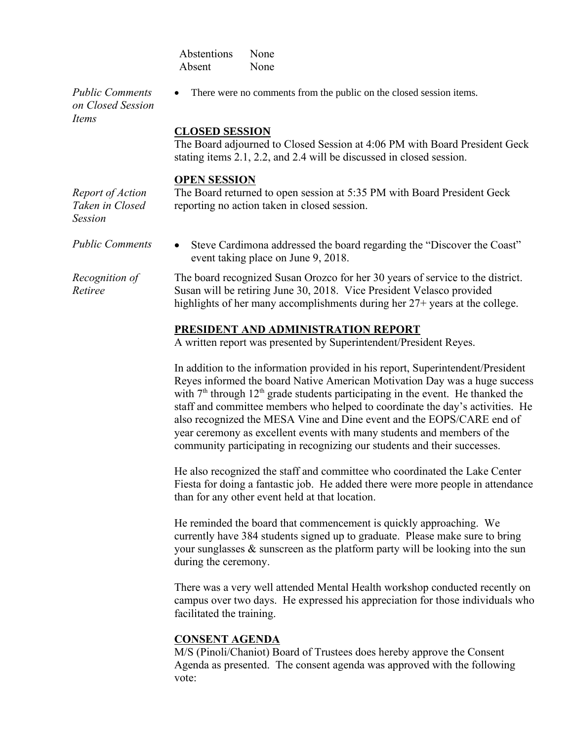Abstentions None
Absent None

*Public Comments on Closed Session Items*

- There were no comments from the public on the closed session items.

**CLOSED SESSION**

The Board adjourned to Closed Session at 4:06 PM with Board President Geck stating items 2.1, 2.2, and 2.4 will be discussed in closed session.

**OPEN SESSION**

*Report of Action Taken in Closed Session*

The Board returned to open session at 5:35 PM with Board President Geck reporting no action taken in closed session.

*Public Comments*

- Steve Cardimona addressed the board regarding the "Discover the Coast" event taking place on June 9, 2018.

*Recognition of Retiree*

The board recognized Susan Orozco for her 30 years of service to the district. Susan will be retiring June 30, 2018. Vice President Velasco provided highlights of her many accomplishments during her 27+ years at the college.

**PRESIDENT AND ADMINISTRATION REPORT**

A written report was presented by Superintendent/President Reyes.

In addition to the information provided in his report, Superintendent/President Reyes informed the board Native American Motivation Day was a huge success with 7th through 12th grade students participating in the event. He thanked the staff and committee members who helped to coordinate the day's activities. He also recognized the MESA Vine and Dine event and the EOPS/CARE end of year ceremony as excellent events with many students and members of the community participating in recognizing our students and their successes.

He also recognized the staff and committee who coordinated the Lake Center Fiesta for doing a fantastic job. He added there were more people in attendance than for any other event held at that location.

He reminded the board that commencement is quickly approaching. We currently have 384 students signed up to graduate. Please make sure to bring your sunglasses & sunscreen as the platform party will be looking into the sun during the ceremony.

There was a very well attended Mental Health workshop conducted recently on campus over two days. He expressed his appreciation for those individuals who facilitated the training.

**CONSENT AGENDA**

M/S (Pinoli/Chaniot) Board of Trustees does hereby approve the Consent Agenda as presented. The consent agenda was approved with the following vote: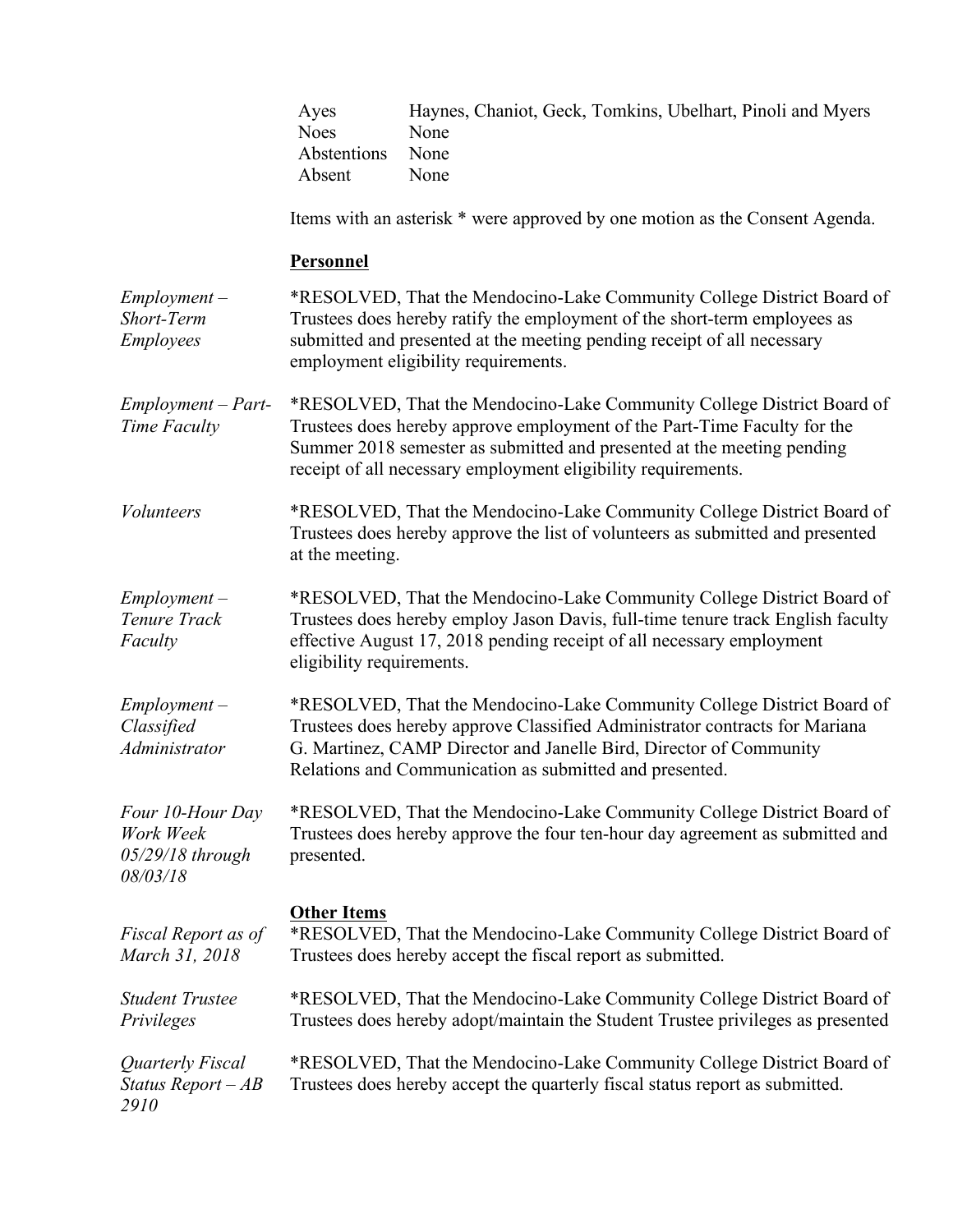| | |
|---|---|
| Ayes | Haynes, Chaniot, Geck, Tomkins, Ubelhart, Pinoli and Myers |
| Noes | None |
| Abstentions | None |
| Absent | None |

Items with an asterisk * were approved by one motion as the Consent Agenda.

**Personnel**

*Employment – Short-Term Employees*

*RESOLVED, That the Mendocino-Lake Community College District Board of Trustees does hereby ratify the employment of the short-term employees as submitted and presented at the meeting pending receipt of all necessary employment eligibility requirements.

*Employment – Part-Time Faculty*

*RESOLVED, That the Mendocino-Lake Community College District Board of Trustees does hereby approve employment of the Part-Time Faculty for the Summer 2018 semester as submitted and presented at the meeting pending receipt of all necessary employment eligibility requirements.

*Volunteers*

*RESOLVED, That the Mendocino-Lake Community College District Board of Trustees does hereby approve the list of volunteers as submitted and presented at the meeting.

*Employment – Tenure Track Faculty*

*RESOLVED, That the Mendocino-Lake Community College District Board of Trustees does hereby employ Jason Davis, full-time tenure track English faculty effective August 17, 2018 pending receipt of all necessary employment eligibility requirements.

*Employment – Classified Administrator*

*RESOLVED, That the Mendocino-Lake Community College District Board of Trustees does hereby approve Classified Administrator contracts for Mariana G. Martinez, CAMP Director and Janelle Bird, Director of Community Relations and Communication as submitted and presented.

*Four 10-Hour Day Work Week 05/29/18 through 08/03/18*

*RESOLVED, That the Mendocino-Lake Community College District Board of Trustees does hereby approve the four ten-hour day agreement as submitted and presented.

**Other Items**

*Fiscal Report as of March 31, 2018*

*RESOLVED, That the Mendocino-Lake Community College District Board of Trustees does hereby accept the fiscal report as submitted.

*Student Trustee Privileges*

*RESOLVED, That the Mendocino-Lake Community College District Board of Trustees does hereby adopt/maintain the Student Trustee privileges as presented

*Quarterly Fiscal Status Report – AB 2910*

*RESOLVED, That the Mendocino-Lake Community College District Board of Trustees does hereby accept the quarterly fiscal status report as submitted.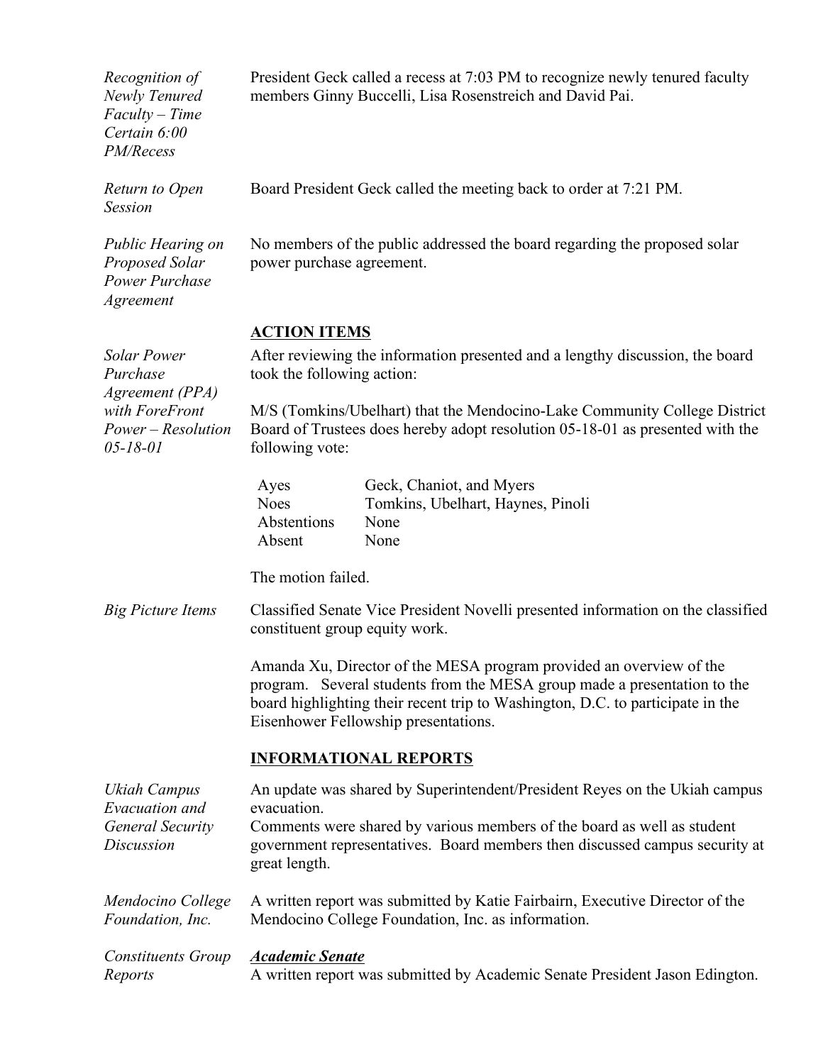*Recognition of Newly Tenured Faculty – Time Certain 6:00 PM/Recess*

President Geck called a recess at 7:03 PM to recognize newly tenured faculty members Ginny Buccelli, Lisa Rosenstreich and David Pai.

*Return to Open Session*

Board President Geck called the meeting back to order at 7:21 PM.

*Public Hearing on Proposed Solar Power Purchase Agreement*

No members of the public addressed the board regarding the proposed solar power purchase agreement.

## ACTION ITEMS

*Solar Power Purchase Agreement (PPA) with ForeFront Power – Resolution 05-18-01*

After reviewing the information presented and a lengthy discussion, the board took the following action:

M/S (Tomkins/Ubelhart) that the Mendocino-Lake Community College District Board of Trustees does hereby adopt resolution 05-18-01 as presented with the following vote:

| | |
|---|---|
| Ayes | Geck, Chaniot, and Myers |
| Noes | Tomkins, Ubelhart, Haynes, Pinoli |
| Abstentions | None |
| Absent | None |

The motion failed.

*Big Picture Items*

Classified Senate Vice President Novelli presented information on the classified constituent group equity work.

Amanda Xu, Director of the MESA program provided an overview of the program. Several students from the MESA group made a presentation to the board highlighting their recent trip to Washington, D.C. to participate in the Eisenhower Fellowship presentations.

## INFORMATIONAL REPORTS

*Ukiah Campus Evacuation and General Security Discussion*

An update was shared by Superintendent/President Reyes on the Ukiah campus evacuation.
Comments were shared by various members of the board as well as student government representatives. Board members then discussed campus security at great length.

*Mendocino College Foundation, Inc.*

A written report was submitted by Katie Fairbairn, Executive Director of the Mendocino College Foundation, Inc. as information.

*Constituents Group Reports*

***Academic Senate***
A written report was submitted by Academic Senate President Jason Edington.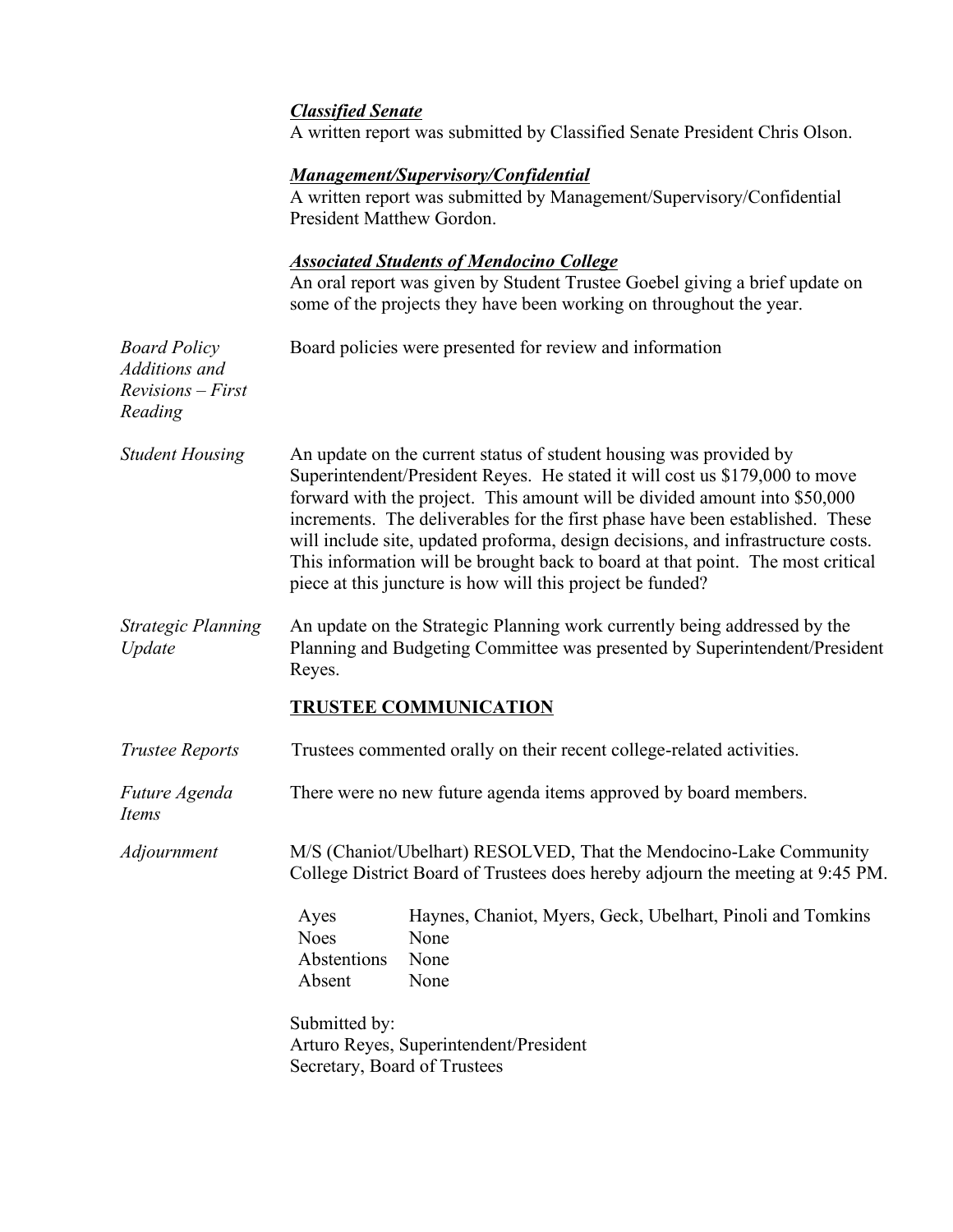***Classified Senate***
A written report was submitted by Classified Senate President Chris Olson.

***Management/Supervisory/Confidential***
A written report was submitted by Management/Supervisory/Confidential President Matthew Gordon.

***Associated Students of Mendocino College***
An oral report was given by Student Trustee Goebel giving a brief update on some of the projects they have been working on throughout the year.

*Board Policy Additions and Revisions – First Reading*

Board policies were presented for review and information

*Student Housing*

An update on the current status of student housing was provided by Superintendent/President Reyes. He stated it will cost us $179,000 to move forward with the project. This amount will be divided amount into $50,000 increments. The deliverables for the first phase have been established. These will include site, updated proforma, design decisions, and infrastructure costs. This information will be brought back to board at that point. The most critical piece at this juncture is how will this project be funded?

*Strategic Planning Update*

An update on the Strategic Planning work currently being addressed by the Planning and Budgeting Committee was presented by Superintendent/President Reyes.

**TRUSTEE COMMUNICATION**

*Trustee Reports*

Trustees commented orally on their recent college-related activities.

*Future Agenda Items*

There were no new future agenda items approved by board members.

*Adjournment*

M/S (Chaniot/Ubelhart) RESOLVED, That the Mendocino-Lake Community College District Board of Trustees does hereby adjourn the meeting at 9:45 PM.

| | |
|---|---|
| Ayes | Haynes, Chaniot, Myers, Geck, Ubelhart, Pinoli and Tomkins |
| Noes | None |
| Abstentions | None |
| Absent | None |

Submitted by:
Arturo Reyes, Superintendent/President
Secretary, Board of Trustees